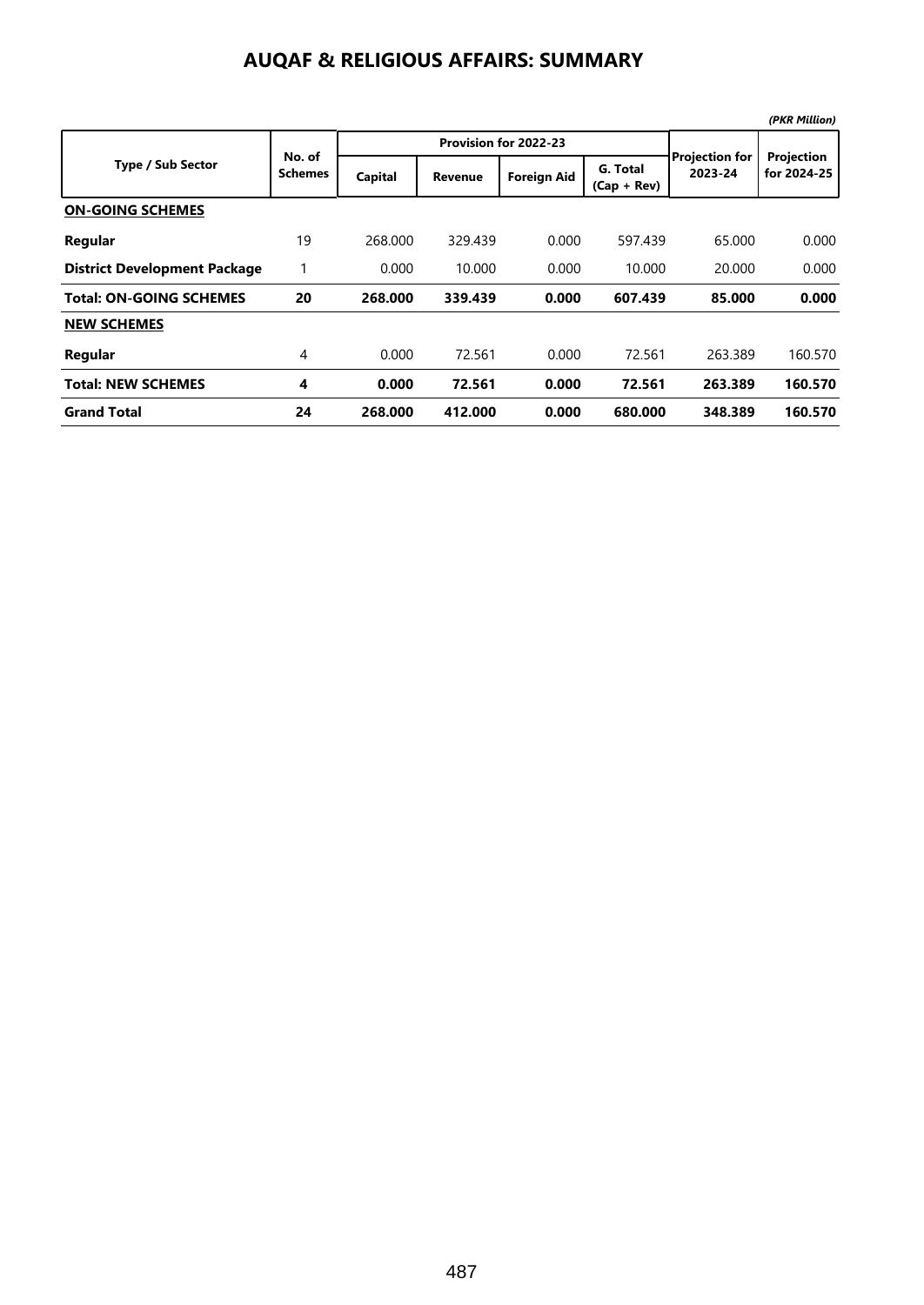# AUQAF & RELIGIOUS AFFAIRS: SUMMARY

*(PKR Million)*

| Type / Sub Sector | No. of Schemes | Provision for 2022-23 | | | | Projection for 2023-24 | Projection for 2024-25 |
|---|---|---|---|---|---|---|---|
| | | Capital | Revenue | Foreign Aid | G. Total (Cap + Rev) | | |
| **ON-GOING SCHEMES** | | | | | | | |
| **Regular** | 19 | 268.000 | 329.439 | 0.000 | 597.439 | 65.000 | 0.000 |
| **District Development Package** | 1 | 0.000 | 10.000 | 0.000 | 10.000 | 20.000 | 0.000 |
| **Total: ON-GOING SCHEMES** | **20** | **268.000** | **339.439** | **0.000** | **607.439** | **85.000** | **0.000** |
| **NEW SCHEMES** | | | | | | | |
| **Regular** | 4 | 0.000 | 72.561 | 0.000 | 72.561 | 263.389 | 160.570 |
| **Total: NEW SCHEMES** | **4** | **0.000** | **72.561** | **0.000** | **72.561** | **263.389** | **160.570** |
| **Grand Total** | **24** | **268.000** | **412.000** | **0.000** | **680.000** | **348.389** | **160.570** |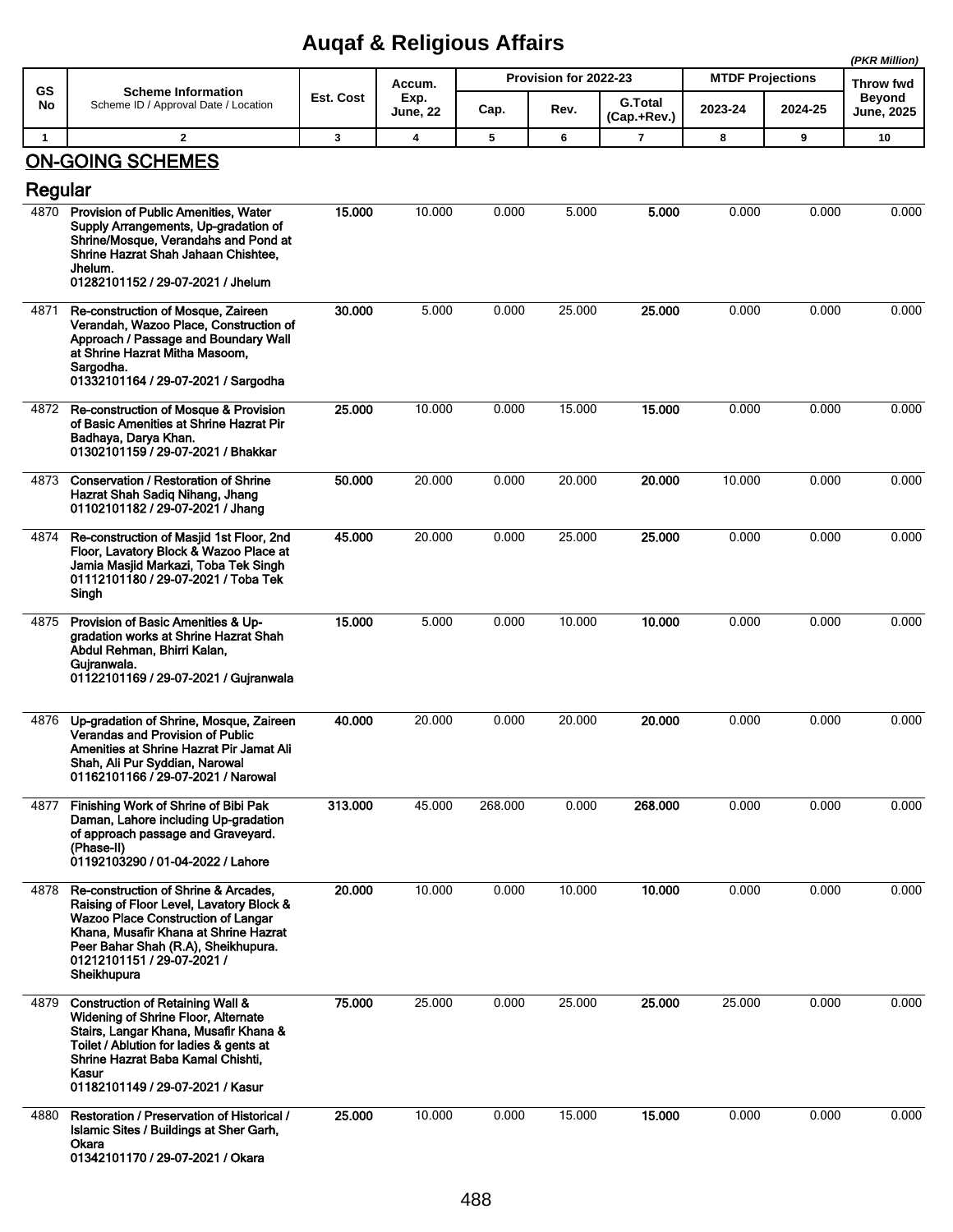# Auqaf & Religious Affairs

*(PKR Million)*

| GS No | Scheme Information<br>Scheme ID / Approval Date / Location | Est. Cost | Accum. Exp. June, 22 | Provision for 2022-23 | | | MTDF Projections | | Throw fwd Beyond June, 2025 |
|---|---|---|---|---|---|---|---|---|---|
| | | | | Cap. | Rev. | G.Total (Cap.+Rev.) | 2023-24 | 2024-25 | |
| 1 | 2 | 3 | 4 | 5 | 6 | 7 | 8 | 9 | 10 |

## ON-GOING SCHEMES

### Regular

| GS No | Scheme Information | Est. Cost | Accum. Exp. June, 22 | Cap. | Rev. | G.Total (Cap.+Rev.) | 2023-24 | 2024-25 | Throw fwd Beyond June, 2025 |
|---|---|---|---|---|---|---|---|---|---|
| 4870 | **Provision of Public Amenities, Water Supply Arrangements, Up-gradation of Shrine/Mosque, Verandahs and Pond at Shrine Hazrat Shah Jahaan Chishtee, Jhelum.**<br>**01282101152 / 29-07-2021 / Jhelum** | **15.000** | 10.000 | 0.000 | 5.000 | **5.000** | 0.000 | 0.000 | 0.000 |
| 4871 | **Re-construction of Mosque, Zaireen Verandah, Wazoo Place, Construction of Approach / Passage and Boundary Wall at Shrine Hazrat Mitha Masoom, Sargodha.**<br>**01332101164 / 29-07-2021 / Sargodha** | **30.000** | 5.000 | 0.000 | 25.000 | **25.000** | 0.000 | 0.000 | 0.000 |
| 4872 | **Re-construction of Mosque & Provision of Basic Amenities at Shrine Hazrat Pir Badhaya, Darya Khan.**<br>**01302101159 / 29-07-2021 / Bhakkar** | **25.000** | 10.000 | 0.000 | 15.000 | **15.000** | 0.000 | 0.000 | 0.000 |
| 4873 | **Conservation / Restoration of Shrine Hazrat Shah Sadiq Nihang, Jhang**<br>**01102101182 / 29-07-2021 / Jhang** | **50.000** | 20.000 | 0.000 | 20.000 | **20.000** | 10.000 | 0.000 | 0.000 |
| 4874 | **Re-construction of Masjid 1st Floor, 2nd Floor, Lavatory Block & Wazoo Place at Jamia Masjid Markazi, Toba Tek Singh**<br>**01112101180 / 29-07-2021 / Toba Tek Singh** | **45.000** | 20.000 | 0.000 | 25.000 | **25.000** | 0.000 | 0.000 | 0.000 |
| 4875 | **Provision of Basic Amenities & Up-gradation works at Shrine Hazrat Shah Abdul Rehman, Bhirri Kalan, Gujranwala.**<br>**01122101169 / 29-07-2021 / Gujranwala** | **15.000** | 5.000 | 0.000 | 10.000 | **10.000** | 0.000 | 0.000 | 0.000 |
| 4876 | **Up-gradation of Shrine, Mosque, Zaireen Verandas and Provision of Public Amenities at Shrine Hazrat Pir Jamat Ali Shah, Ali Pur Syddian, Narowal**<br>**01162101166 / 29-07-2021 / Narowal** | **40.000** | 20.000 | 0.000 | 20.000 | **20.000** | 0.000 | 0.000 | 0.000 |
| 4877 | **Finishing Work of Shrine of Bibi Pak Daman, Lahore including Up-gradation of approach passage and Graveyard. (Phase-II)**<br>**01192103290 / 01-04-2022 / Lahore** | **313.000** | 45.000 | 268.000 | 0.000 | **268.000** | 0.000 | 0.000 | 0.000 |
| 4878 | **Re-construction of Shrine & Arcades, Raising of Floor Level, Lavatory Block & Wazoo Place Construction of Langar Khana, Musafir Khana at Shrine Hazrat Peer Bahar Shah (R.A), Sheikhupura.**<br>**01212101151 / 29-07-2021 / Sheikhupura** | **20.000** | 10.000 | 0.000 | 10.000 | **10.000** | 0.000 | 0.000 | 0.000 |
| 4879 | **Construction of Retaining Wall & Widening of Shrine Floor, Alternate Stairs, Langar Khana, Musafir Khana & Toilet / Ablution for ladies & gents at Shrine Hazrat Baba Kamal Chishti, Kasur**<br>**01182101149 / 29-07-2021 / Kasur** | **75.000** | 25.000 | 0.000 | 25.000 | **25.000** | 25.000 | 0.000 | 0.000 |
| 4880 | **Restoration / Preservation of Historical / Islamic Sites / Buildings at Sher Garh, Okara**<br>**01342101170 / 29-07-2021 / Okara** | **25.000** | 10.000 | 0.000 | 15.000 | **15.000** | 0.000 | 0.000 | 0.000 |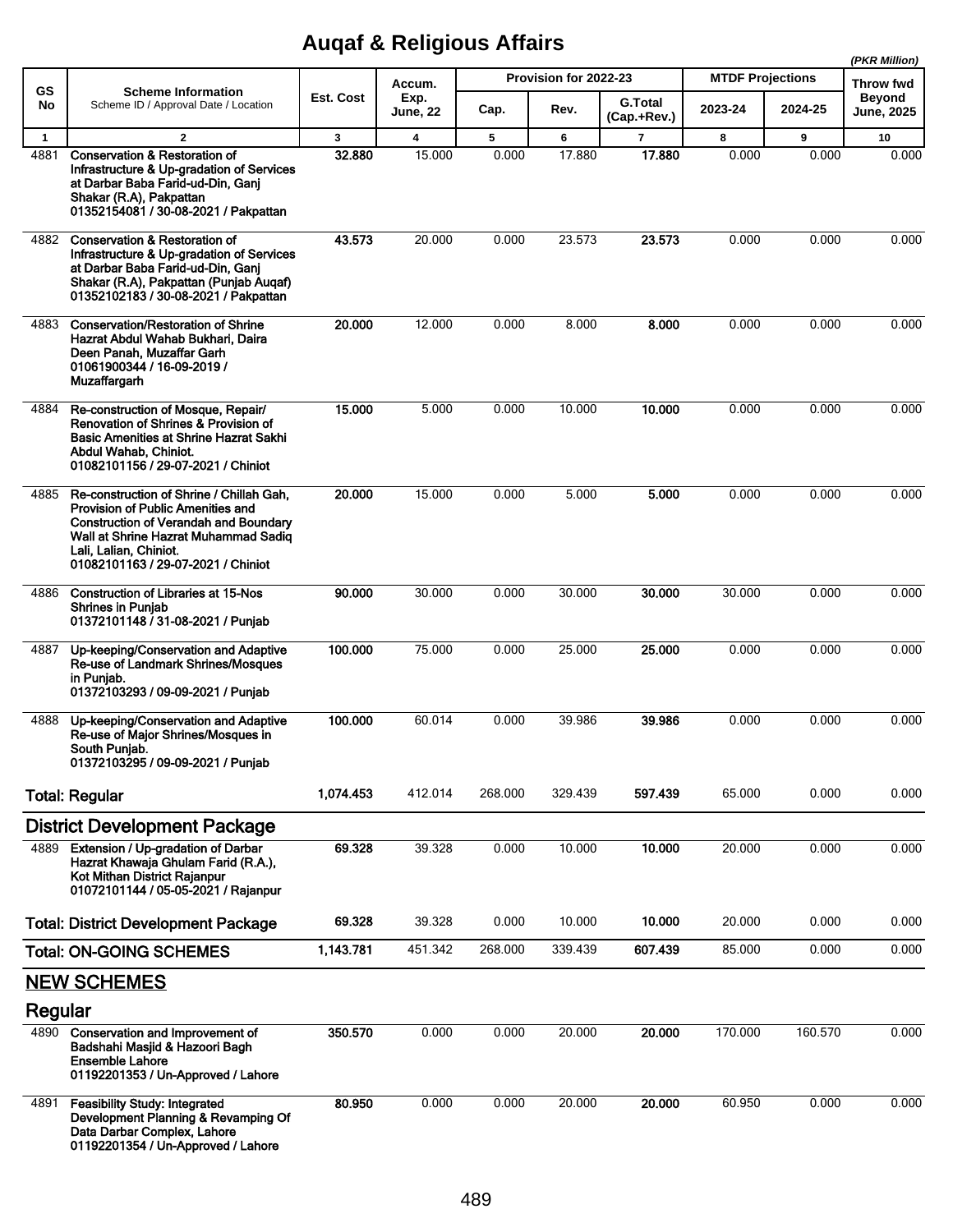# Auqaf & Religious Affairs

*(PKR Million)*

| GS No | Scheme Information<br>Scheme ID / Approval Date / Location | Est. Cost | Accum. Exp. June, 22 | Provision for 2022-23 | | | MTDF Projections | | Throw fwd Beyond June, 2025 |
|---|---|---|---|---|---|---|---|---|---|
| | | | | Cap. | Rev. | G.Total (Cap.+Rev.) | 2023-24 | 2024-25 | |
| 1 | 2 | 3 | 4 | 5 | 6 | 7 | 8 | 9 | 10 |
| 4881 | **Conservation & Restoration of Infrastructure & Up-gradation of Services at Darbar Baba Farid-ud-Din, Ganj Shakar (R.A), Pakpattan**<br>**01352154081 / 30-08-2021 / Pakpattan** | **32.880** | 15.000 | 0.000 | 17.880 | **17.880** | 0.000 | 0.000 | 0.000 |
| 4882 | **Conservation & Restoration of Infrastructure & Up-gradation of Services at Darbar Baba Farid-ud-Din, Ganj Shakar (R.A), Pakpattan (Punjab Auqaf)**<br>**01352102183 / 30-08-2021 / Pakpattan** | **43.573** | 20.000 | 0.000 | 23.573 | **23.573** | 0.000 | 0.000 | 0.000 |
| 4883 | **Conservation/Restoration of Shrine Hazrat Abdul Wahab Bukhari, Daira Deen Panah, Muzaffar Garh**<br>**01061900344 / 16-09-2019 / Muzaffargarh** | **20.000** | 12.000 | 0.000 | 8.000 | **8.000** | 0.000 | 0.000 | 0.000 |
| 4884 | **Re-construction of Mosque, Repair/ Renovation of Shrines & Provision of Basic Amenities at Shrine Hazrat Sakhi Abdul Wahab, Chiniot.**<br>**01082101156 / 29-07-2021 / Chiniot** | **15.000** | 5.000 | 0.000 | 10.000 | **10.000** | 0.000 | 0.000 | 0.000 |
| 4885 | **Re-construction of Shrine / Chillah Gah, Provision of Public Amenities and Construction of Verandah and Boundary Wall at Shrine Hazrat Muhammad Sadiq Lali, Lalian, Chiniot.**<br>**01082101163 / 29-07-2021 / Chiniot** | **20.000** | 15.000 | 0.000 | 5.000 | **5.000** | 0.000 | 0.000 | 0.000 |
| 4886 | **Construction of Libraries at 15-Nos Shrines in Punjab**<br>**01372101148 / 31-08-2021 / Punjab** | **90.000** | 30.000 | 0.000 | 30.000 | **30.000** | 30.000 | 0.000 | 0.000 |
| 4887 | **Up-keeping/Conservation and Adaptive Re-use of Landmark Shrines/Mosques in Punjab.**<br>**01372103293 / 09-09-2021 / Punjab** | **100.000** | 75.000 | 0.000 | 25.000 | **25.000** | 0.000 | 0.000 | 0.000 |
| 4888 | **Up-keeping/Conservation and Adaptive Re-use of Major Shrines/Mosques in South Punjab.**<br>**01372103295 / 09-09-2021 / Punjab** | **100.000** | 60.014 | 0.000 | 39.986 | **39.986** | 0.000 | 0.000 | 0.000 |
| | **Total: Regular** | **1,074.453** | 412.014 | 268.000 | 329.439 | **597.439** | 65.000 | 0.000 | 0.000 |
| | **District Development Package** | | | | | | | | |
| 4889 | **Extension / Up-gradation of Darbar Hazrat Khawaja Ghulam Farid (R.A.), Kot Mithan District Rajanpur**<br>**01072101144 / 05-05-2021 / Rajanpur** | **69.328** | 39.328 | 0.000 | 10.000 | **10.000** | 20.000 | 0.000 | 0.000 |
| | **Total: District Development Package** | **69.328** | 39.328 | 0.000 | 10.000 | **10.000** | 20.000 | 0.000 | 0.000 |
| | **Total: ON-GOING SCHEMES** | **1,143.781** | 451.342 | 268.000 | 339.439 | **607.439** | 85.000 | 0.000 | 0.000 |
| | **NEW SCHEMES** | | | | | | | | |
| | **Regular** | | | | | | | | |
| 4890 | **Conservation and Improvement of Badshahi Masjid & Hazoori Bagh Ensemble Lahore**<br>**01192201353 / Un-Approved / Lahore** | **350.570** | 0.000 | 0.000 | 20.000 | **20.000** | 170.000 | 160.570 | 0.000 |
| 4891 | **Feasibility Study: Integrated Development Planning & Revamping Of Data Darbar Complex, Lahore**<br>**01192201354 / Un-Approved / Lahore** | **80.950** | 0.000 | 0.000 | 20.000 | **20.000** | 60.950 | 0.000 | 0.000 |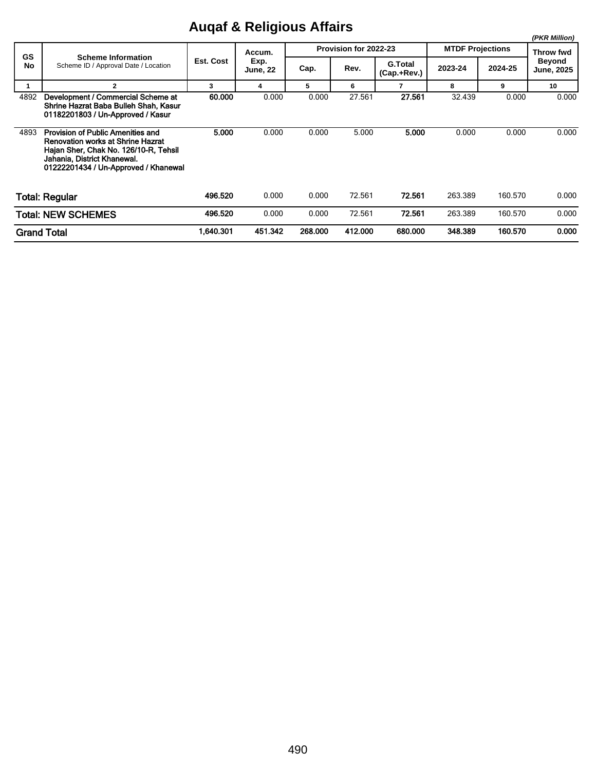# Auqaf & Religious Affairs

*(PKR Million)*

| GS No | Scheme Information<br>Scheme ID / Approval Date / Location | Est. Cost | Accum. Exp. June, 22 | Provision for 2022-23 | | | MTDF Projections | | Throw fwd Beyond June, 2025 |
|---|---|---|---|---|---|---|---|---|---|
| | | | | Cap. | Rev. | G.Total (Cap.+Rev.) | 2023-24 | 2024-25 | |
| 1 | 2 | 3 | 4 | 5 | 6 | 7 | 8 | 9 | 10 |
| 4892 | **Development / Commercial Scheme at Shrine Hazrat Baba Bulleh Shah, Kasur 01182201803 / Un-Approved / Kasur** | **60.000** | 0.000 | 0.000 | 27.561 | **27.561** | 32.439 | 0.000 | 0.000 |
| 4893 | **Provision of Public Amenities and Renovation works at Shrine Hazrat Hajan Sher, Chak No. 126/10-R, Tehsil Jahania, District Khanewal. 01222201434 / Un-Approved / Khanewal** | **5.000** | 0.000 | 0.000 | 5.000 | **5.000** | 0.000 | 0.000 | 0.000 |
| | **Total: Regular** | **496.520** | 0.000 | 0.000 | 72.561 | **72.561** | 263.389 | 160.570 | 0.000 |
| | **Total: NEW SCHEMES** | **496.520** | 0.000 | 0.000 | 72.561 | **72.561** | 263.389 | 160.570 | 0.000 |
| | **Grand Total** | **1,640.301** | **451.342** | **268.000** | **412.000** | **680.000** | **348.389** | **160.570** | **0.000** |